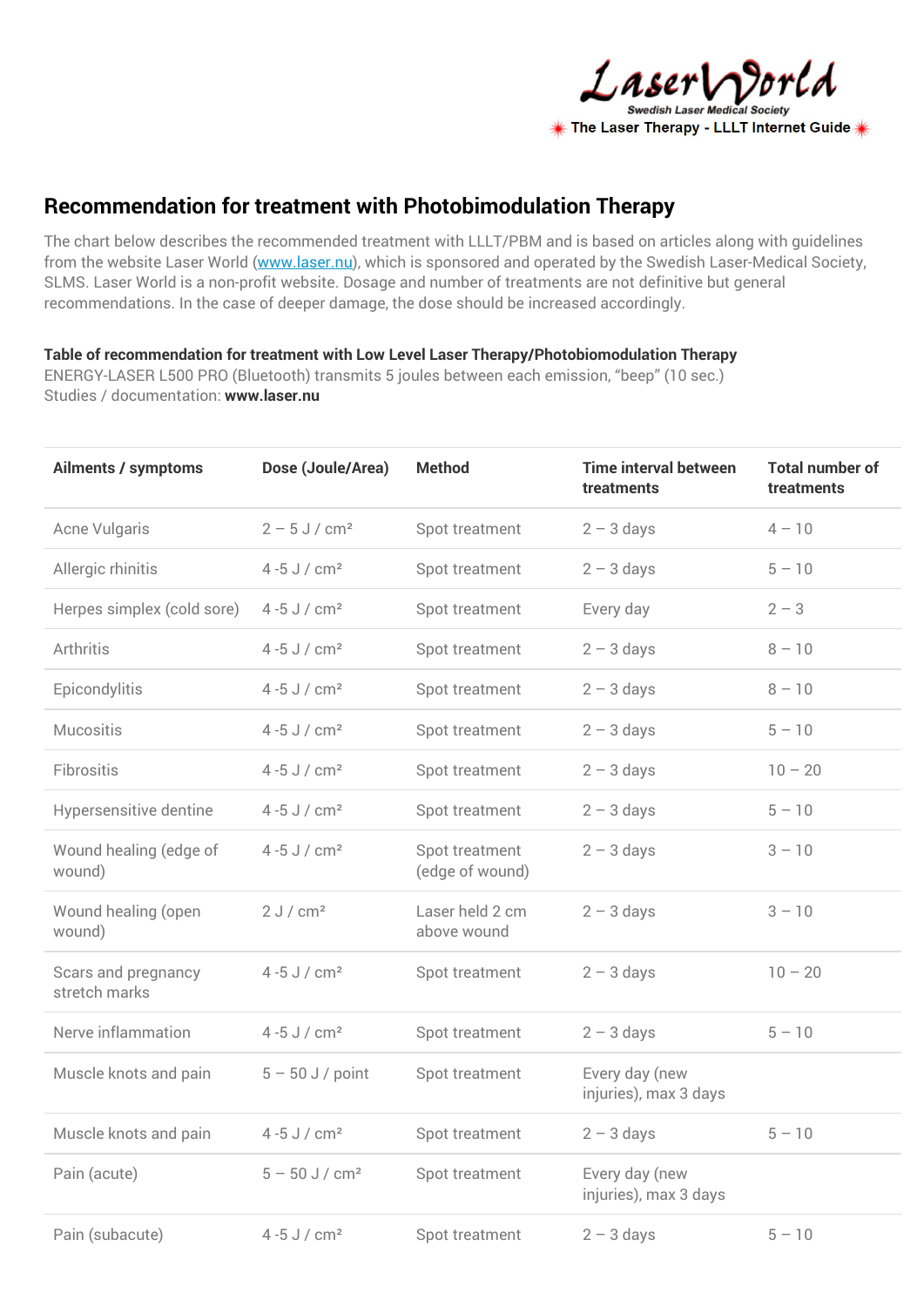Laser World
Swedish Laser Medical Society
The Laser Therapy - LLLT Internet Guide

## Recommendation for treatment with Photobimodulation Therapy

The chart below describes the recommended treatment with LLLT/PBM and is based on articles along with guidelines from the website Laser World (www.laser.nu), which is sponsored and operated by the Swedish Laser-Medical Society, SLMS. Laser World is a non-profit website. Dosage and number of treatments are not definitive but general recommendations. In the case of deeper damage, the dose should be increased accordingly.

**Table of recommendation for treatment with Low Level Laser Therapy/Photobiomodulation Therapy**
ENERGY-LASER L500 PRO (Bluetooth) transmits 5 joules between each emission, "beep" (10 sec.)
Studies / documentation: **www.laser.nu**

| Ailments / symptoms | Dose (Joule/Area) | Method | Time interval between treatments | Total number of treatments |
|---|---|---|---|---|
| Acne Vulgaris | 2 – 5 J / cm² | Spot treatment | 2 – 3 days | 4 – 10 |
| Allergic rhinitis | 4 -5 J / cm² | Spot treatment | 2 – 3 days | 5 – 10 |
| Herpes simplex (cold sore) | 4 -5 J / cm² | Spot treatment | Every day | 2 – 3 |
| Arthritis | 4 -5 J / cm² | Spot treatment | 2 – 3 days | 8 – 10 |
| Epicondylitis | 4 -5 J / cm² | Spot treatment | 2 – 3 days | 8 – 10 |
| Mucositis | 4 -5 J / cm² | Spot treatment | 2 – 3 days | 5 – 10 |
| Fibrositis | 4 -5 J / cm² | Spot treatment | 2 – 3 days | 10 – 20 |
| Hypersensitive dentine | 4 -5 J / cm² | Spot treatment | 2 – 3 days | 5 – 10 |
| Wound healing (edge of wound) | 4 -5 J / cm² | Spot treatment (edge of wound) | 2 – 3 days | 3 – 10 |
| Wound healing (open wound) | 2 J / cm² | Laser held 2 cm above wound | 2 – 3 days | 3 – 10 |
| Scars and pregnancy stretch marks | 4 -5 J / cm² | Spot treatment | 2 – 3 days | 10 – 20 |
| Nerve inflammation | 4 -5 J / cm² | Spot treatment | 2 – 3 days | 5 – 10 |
| Muscle knots and pain | 5 – 50 J / point | Spot treatment | Every day (new injuries), max 3 days | |
| Muscle knots and pain | 4 -5 J / cm² | Spot treatment | 2 – 3 days | 5 – 10 |
| Pain (acute) | 5 – 50 J / cm² | Spot treatment | Every day (new injuries), max 3 days | |
| Pain (subacute) | 4 -5 J / cm² | Spot treatment | 2 – 3 days | 5 – 10 |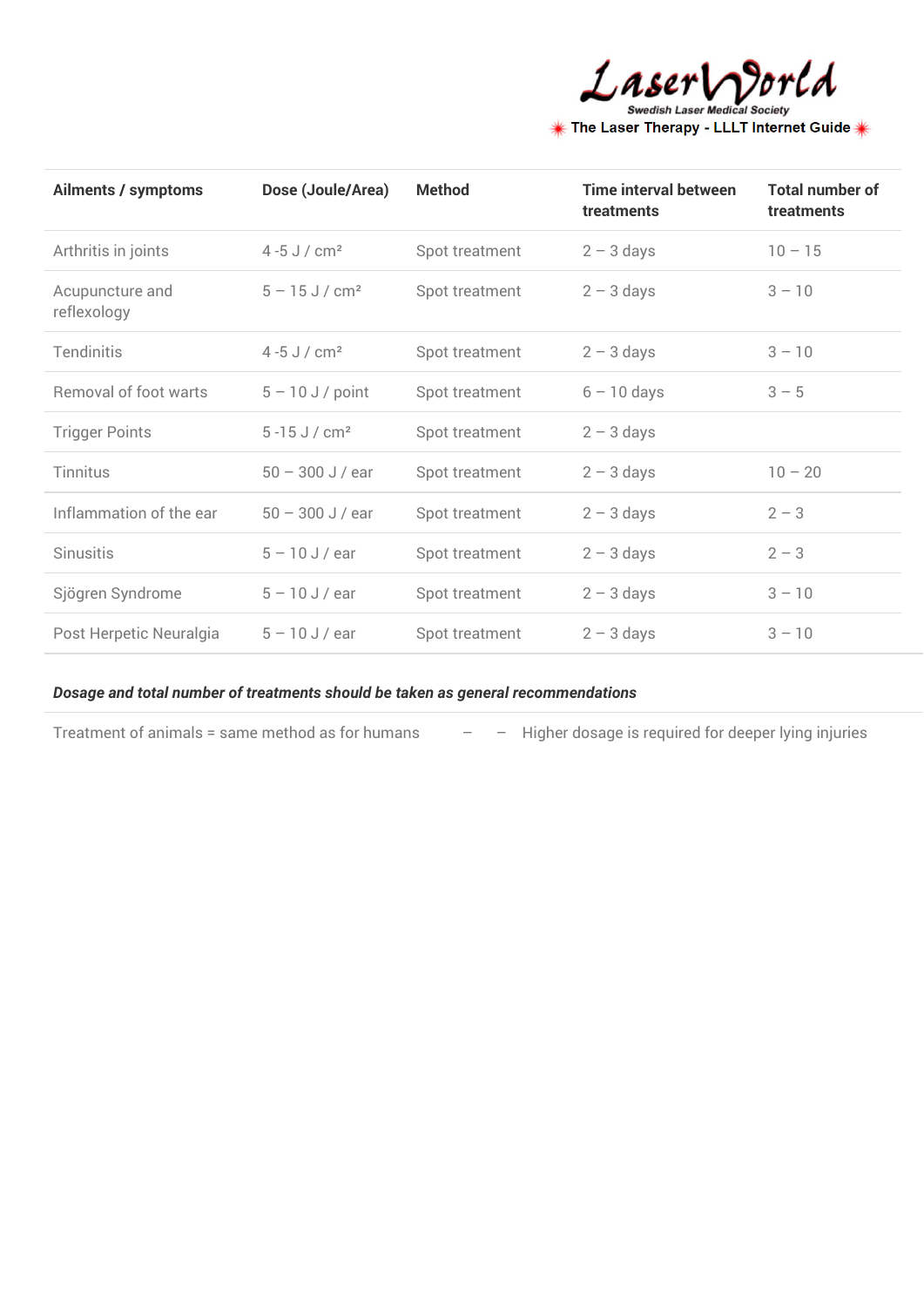| Ailments / symptoms | Dose (Joule/Area) | Method | Time interval between treatments | Total number of treatments |
|---|---|---|---|---|
| Arthritis in joints | 4 -5 J / cm² | Spot treatment | 2 – 3 days | 10 – 15 |
| Acupuncture and reflexology | 5 – 15 J / cm² | Spot treatment | 2 – 3 days | 3 – 10 |
| Tendinitis | 4 -5 J / cm² | Spot treatment | 2 – 3 days | 3 – 10 |
| Removal of foot warts | 5 – 10 J / point | Spot treatment | 6 – 10 days | 3 – 5 |
| Trigger Points | 5 -15 J / cm² | Spot treatment | 2 – 3 days | |
| Tinnitus | 50 – 300 J / ear | Spot treatment | 2 – 3 days | 10 – 20 |
| Inflammation of the ear | 50 – 300 J / ear | Spot treatment | 2 – 3 days | 2 – 3 |
| Sinusitis | 5 – 10 J / ear | Spot treatment | 2 – 3 days | 2 – 3 |
| Sjögren Syndrome | 5 – 10 J / ear | Spot treatment | 2 – 3 days | 3 – 10 |
| Post Herpetic Neuralgia | 5 – 10 J / ear | Spot treatment | 2 – 3 days | 3 – 10 |

***Dosage and total number of treatments should be taken as general recommendations***

Treatment of animals = same method as for humans – – Higher dosage is required for deeper lying injuries